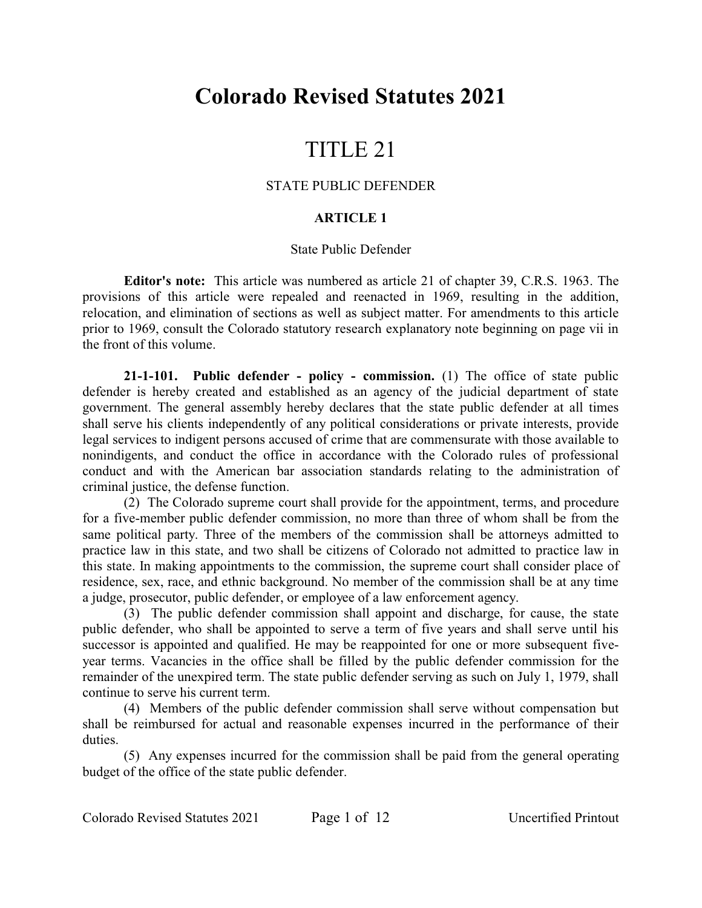# Colorado Revised Statutes 2021

# TITLE 21

## STATE PUBLIC DEFENDER

### ARTICLE 1

State Public Defender

**Editor's note:** This article was numbered as article 21 of chapter 39, C.R.S. 1963. The provisions of this article were repealed and reenacted in 1969, resulting in the addition, relocation, and elimination of sections as well as subject matter. For amendments to this article prior to 1969, consult the Colorado statutory research explanatory note beginning on page vii in the front of this volume.

**21-1-101. Public defender - policy - commission.** (1) The office of state public defender is hereby created and established as an agency of the judicial department of state government. The general assembly hereby declares that the state public defender at all times shall serve his clients independently of any political considerations or private interests, provide legal services to indigent persons accused of crime that are commensurate with those available to nonindigents, and conduct the office in accordance with the Colorado rules of professional conduct and with the American bar association standards relating to the administration of criminal justice, the defense function.

(2) The Colorado supreme court shall provide for the appointment, terms, and procedure for a five-member public defender commission, no more than three of whom shall be from the same political party. Three of the members of the commission shall be attorneys admitted to practice law in this state, and two shall be citizens of Colorado not admitted to practice law in this state. In making appointments to the commission, the supreme court shall consider place of residence, sex, race, and ethnic background. No member of the commission shall be at any time a judge, prosecutor, public defender, or employee of a law enforcement agency.

(3) The public defender commission shall appoint and discharge, for cause, the state public defender, who shall be appointed to serve a term of five years and shall serve until his successor is appointed and qualified. He may be reappointed for one or more subsequent five-year terms. Vacancies in the office shall be filled by the public defender commission for the remainder of the unexpired term. The state public defender serving as such on July 1, 1979, shall continue to serve his current term.

(4) Members of the public defender commission shall serve without compensation but shall be reimbursed for actual and reasonable expenses incurred in the performance of their duties.

(5) Any expenses incurred for the commission shall be paid from the general operating budget of the office of the state public defender.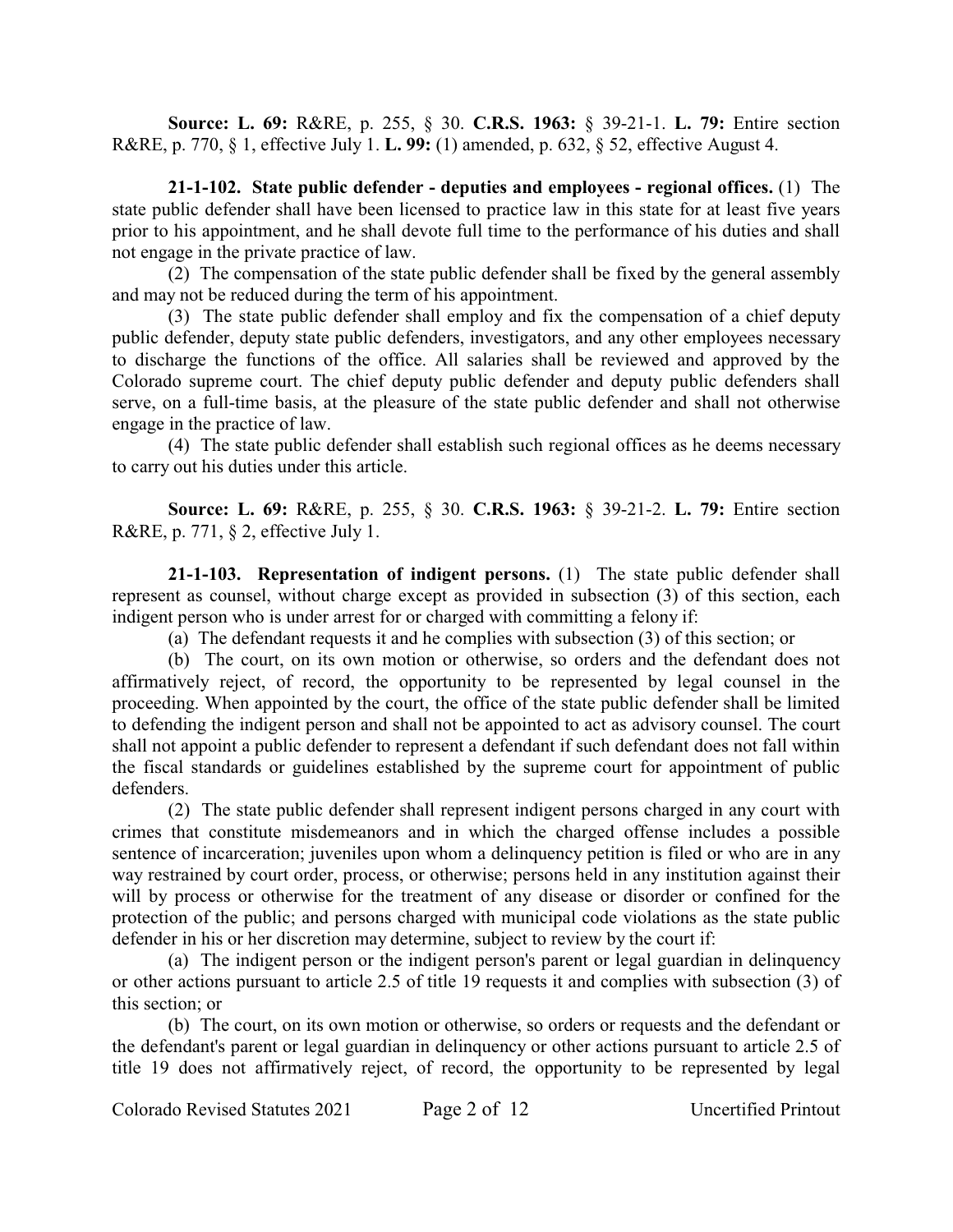**Source: L. 69:** R&RE, p. 255, § 30. **C.R.S. 1963:** § 39-21-1. **L. 79:** Entire section R&RE, p. 770, § 1, effective July 1. **L. 99:** (1) amended, p. 632, § 52, effective August 4.

**21-1-102. State public defender - deputies and employees - regional offices.** (1) The state public defender shall have been licensed to practice law in this state for at least five years prior to his appointment, and he shall devote full time to the performance of his duties and shall not engage in the private practice of law.

(2) The compensation of the state public defender shall be fixed by the general assembly and may not be reduced during the term of his appointment.

(3) The state public defender shall employ and fix the compensation of a chief deputy public defender, deputy state public defenders, investigators, and any other employees necessary to discharge the functions of the office. All salaries shall be reviewed and approved by the Colorado supreme court. The chief deputy public defender and deputy public defenders shall serve, on a full-time basis, at the pleasure of the state public defender and shall not otherwise engage in the practice of law.

(4) The state public defender shall establish such regional offices as he deems necessary to carry out his duties under this article.

**Source: L. 69:** R&RE, p. 255, § 30. **C.R.S. 1963:** § 39-21-2. **L. 79:** Entire section R&RE, p. 771, § 2, effective July 1.

**21-1-103. Representation of indigent persons.** (1) The state public defender shall represent as counsel, without charge except as provided in subsection (3) of this section, each indigent person who is under arrest for or charged with committing a felony if:

(a) The defendant requests it and he complies with subsection (3) of this section; or

(b) The court, on its own motion or otherwise, so orders and the defendant does not affirmatively reject, of record, the opportunity to be represented by legal counsel in the proceeding. When appointed by the court, the office of the state public defender shall be limited to defending the indigent person and shall not be appointed to act as advisory counsel. The court shall not appoint a public defender to represent a defendant if such defendant does not fall within the fiscal standards or guidelines established by the supreme court for appointment of public defenders.

(2) The state public defender shall represent indigent persons charged in any court with crimes that constitute misdemeanors and in which the charged offense includes a possible sentence of incarceration; juveniles upon whom a delinquency petition is filed or who are in any way restrained by court order, process, or otherwise; persons held in any institution against their will by process or otherwise for the treatment of any disease or disorder or confined for the protection of the public; and persons charged with municipal code violations as the state public defender in his or her discretion may determine, subject to review by the court if:

(a) The indigent person or the indigent person's parent or legal guardian in delinquency or other actions pursuant to article 2.5 of title 19 requests it and complies with subsection (3) of this section; or

(b) The court, on its own motion or otherwise, so orders or requests and the defendant or the defendant's parent or legal guardian in delinquency or other actions pursuant to article 2.5 of title 19 does not affirmatively reject, of record, the opportunity to be represented by legal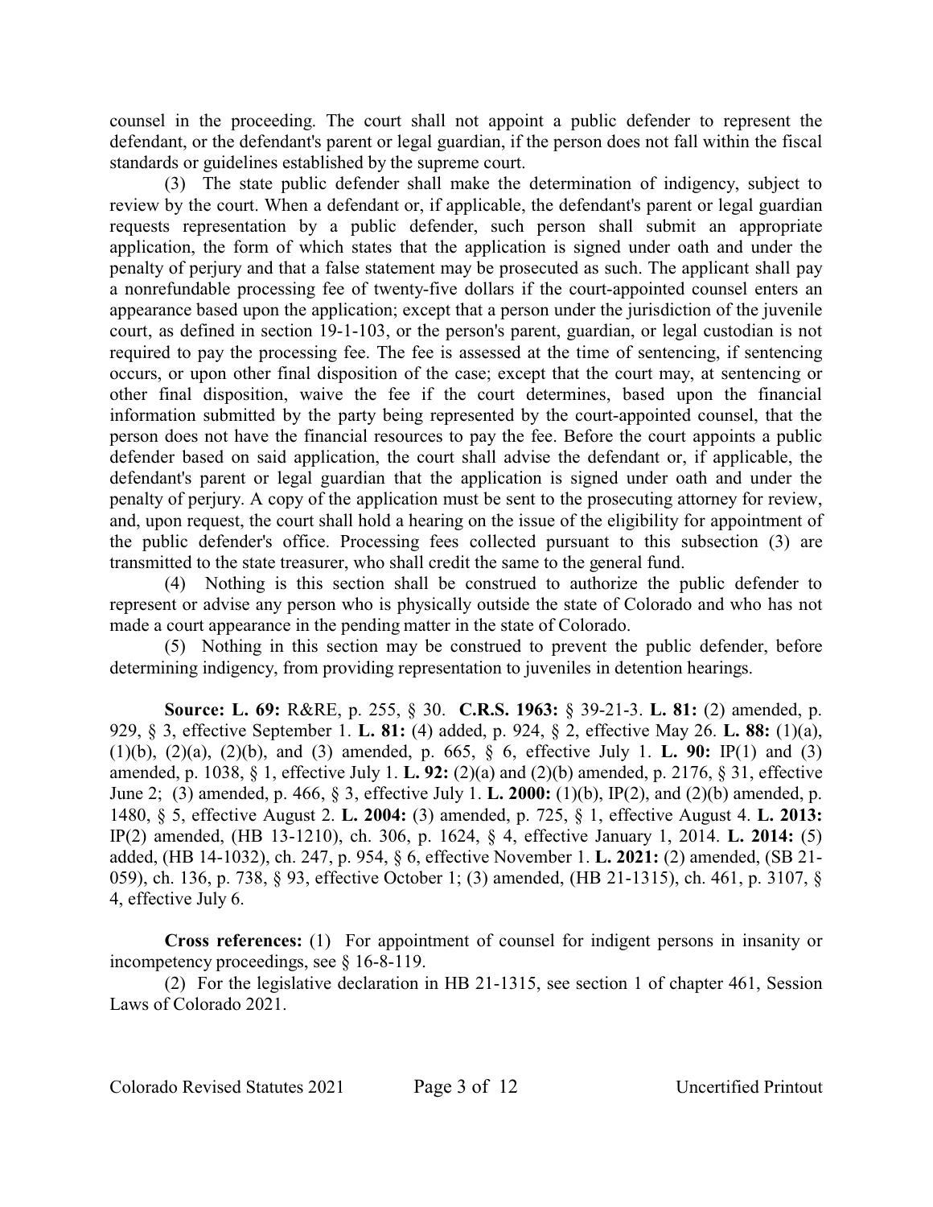counsel in the proceeding. The court shall not appoint a public defender to represent the defendant, or the defendant's parent or legal guardian, if the person does not fall within the fiscal standards or guidelines established by the supreme court.

(3) The state public defender shall make the determination of indigency, subject to review by the court. When a defendant or, if applicable, the defendant's parent or legal guardian requests representation by a public defender, such person shall submit an appropriate application, the form of which states that the application is signed under oath and under the penalty of perjury and that a false statement may be prosecuted as such. The applicant shall pay a nonrefundable processing fee of twenty-five dollars if the court-appointed counsel enters an appearance based upon the application; except that a person under the jurisdiction of the juvenile court, as defined in section 19-1-103, or the person's parent, guardian, or legal custodian is not required to pay the processing fee. The fee is assessed at the time of sentencing, if sentencing occurs, or upon other final disposition of the case; except that the court may, at sentencing or other final disposition, waive the fee if the court determines, based upon the financial information submitted by the party being represented by the court-appointed counsel, that the person does not have the financial resources to pay the fee. Before the court appoints a public defender based on said application, the court shall advise the defendant or, if applicable, the defendant's parent or legal guardian that the application is signed under oath and under the penalty of perjury. A copy of the application must be sent to the prosecuting attorney for review, and, upon request, the court shall hold a hearing on the issue of the eligibility for appointment of the public defender's office. Processing fees collected pursuant to this subsection (3) are transmitted to the state treasurer, who shall credit the same to the general fund.

(4) Nothing is this section shall be construed to authorize the public defender to represent or advise any person who is physically outside the state of Colorado and who has not made a court appearance in the pending matter in the state of Colorado.

(5) Nothing in this section may be construed to prevent the public defender, before determining indigency, from providing representation to juveniles in detention hearings.

**Source: L. 69:** R&RE, p. 255, § 30. **C.R.S. 1963:** § 39-21-3. **L. 81:** (2) amended, p. 929, § 3, effective September 1. **L. 81:** (4) added, p. 924, § 2, effective May 26. **L. 88:** (1)(a), (1)(b), (2)(a), (2)(b), and (3) amended, p. 665, § 6, effective July 1. **L. 90:** IP(1) and (3) amended, p. 1038, § 1, effective July 1. **L. 92:** (2)(a) and (2)(b) amended, p. 2176, § 31, effective June 2; (3) amended, p. 466, § 3, effective July 1. **L. 2000:** (1)(b), IP(2), and (2)(b) amended, p. 1480, § 5, effective August 2. **L. 2004:** (3) amended, p. 725, § 1, effective August 4. **L. 2013:** IP(2) amended, (HB 13-1210), ch. 306, p. 1624, § 4, effective January 1, 2014. **L. 2014:** (5) added, (HB 14-1032), ch. 247, p. 954, § 6, effective November 1. **L. 2021:** (2) amended, (SB 21-059), ch. 136, p. 738, § 93, effective October 1; (3) amended, (HB 21-1315), ch. 461, p. 3107, § 4, effective July 6.

**Cross references:** (1) For appointment of counsel for indigent persons in insanity or incompetency proceedings, see § 16-8-119.

(2) For the legislative declaration in HB 21-1315, see section 1 of chapter 461, Session Laws of Colorado 2021.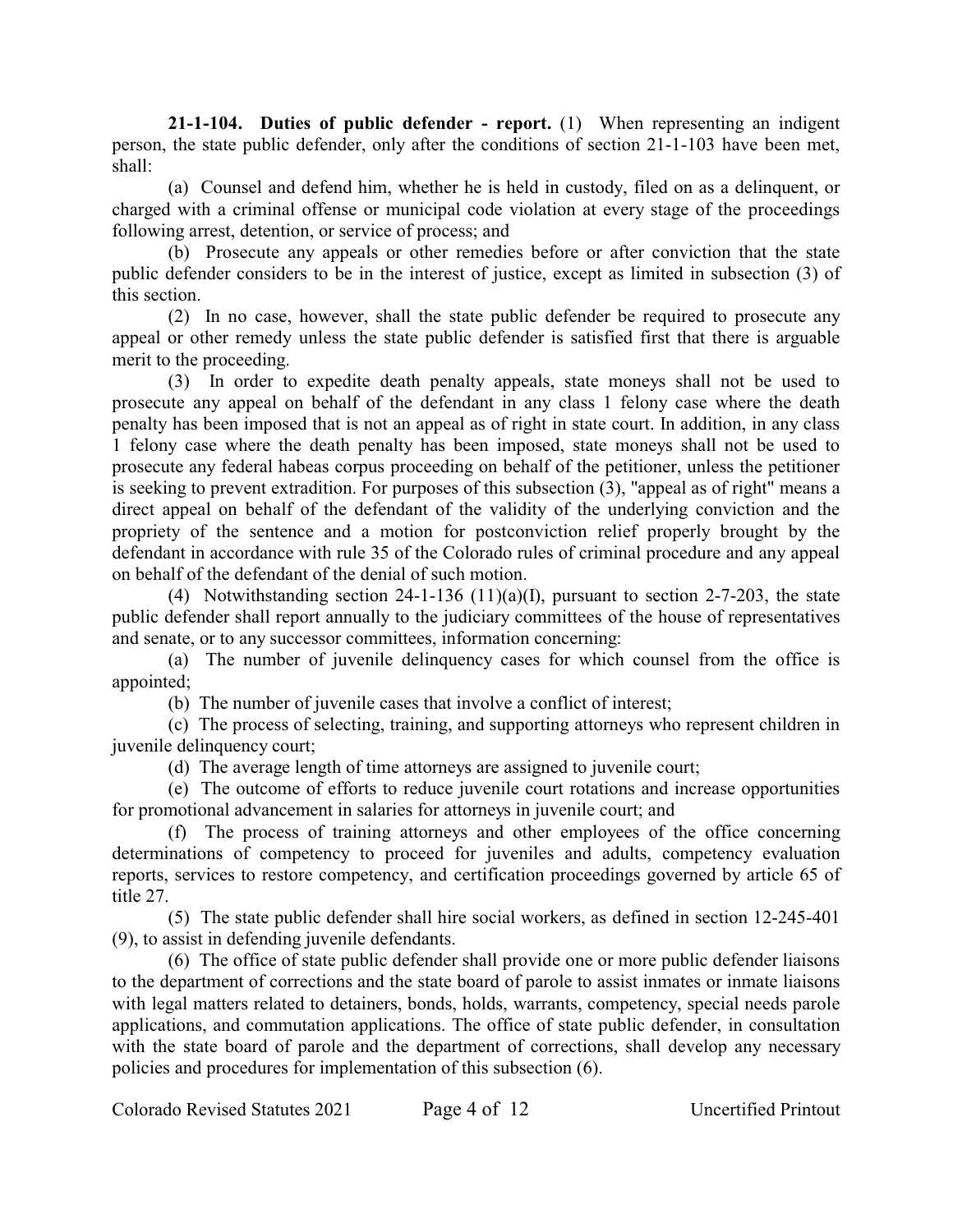**21-1-104. Duties of public defender - report.** (1) When representing an indigent person, the state public defender, only after the conditions of section 21-1-103 have been met, shall:

(a) Counsel and defend him, whether he is held in custody, filed on as a delinquent, or charged with a criminal offense or municipal code violation at every stage of the proceedings following arrest, detention, or service of process; and

(b) Prosecute any appeals or other remedies before or after conviction that the state public defender considers to be in the interest of justice, except as limited in subsection (3) of this section.

(2) In no case, however, shall the state public defender be required to prosecute any appeal or other remedy unless the state public defender is satisfied first that there is arguable merit to the proceeding.

(3) In order to expedite death penalty appeals, state moneys shall not be used to prosecute any appeal on behalf of the defendant in any class 1 felony case where the death penalty has been imposed that is not an appeal as of right in state court. In addition, in any class 1 felony case where the death penalty has been imposed, state moneys shall not be used to prosecute any federal habeas corpus proceeding on behalf of the petitioner, unless the petitioner is seeking to prevent extradition. For purposes of this subsection (3), "appeal as of right" means a direct appeal on behalf of the defendant of the validity of the underlying conviction and the propriety of the sentence and a motion for postconviction relief properly brought by the defendant in accordance with rule 35 of the Colorado rules of criminal procedure and any appeal on behalf of the defendant of the denial of such motion.

(4) Notwithstanding section 24-1-136 (11)(a)(I), pursuant to section 2-7-203, the state public defender shall report annually to the judiciary committees of the house of representatives and senate, or to any successor committees, information concerning:

(a) The number of juvenile delinquency cases for which counsel from the office is appointed;

(b) The number of juvenile cases that involve a conflict of interest;

(c) The process of selecting, training, and supporting attorneys who represent children in juvenile delinquency court;

(d) The average length of time attorneys are assigned to juvenile court;

(e) The outcome of efforts to reduce juvenile court rotations and increase opportunities for promotional advancement in salaries for attorneys in juvenile court; and

(f) The process of training attorneys and other employees of the office concerning determinations of competency to proceed for juveniles and adults, competency evaluation reports, services to restore competency, and certification proceedings governed by article 65 of title 27.

(5) The state public defender shall hire social workers, as defined in section 12-245-401 (9), to assist in defending juvenile defendants.

(6) The office of state public defender shall provide one or more public defender liaisons to the department of corrections and the state board of parole to assist inmates or inmate liaisons with legal matters related to detainers, bonds, holds, warrants, competency, special needs parole applications, and commutation applications. The office of state public defender, in consultation with the state board of parole and the department of corrections, shall develop any necessary policies and procedures for implementation of this subsection (6).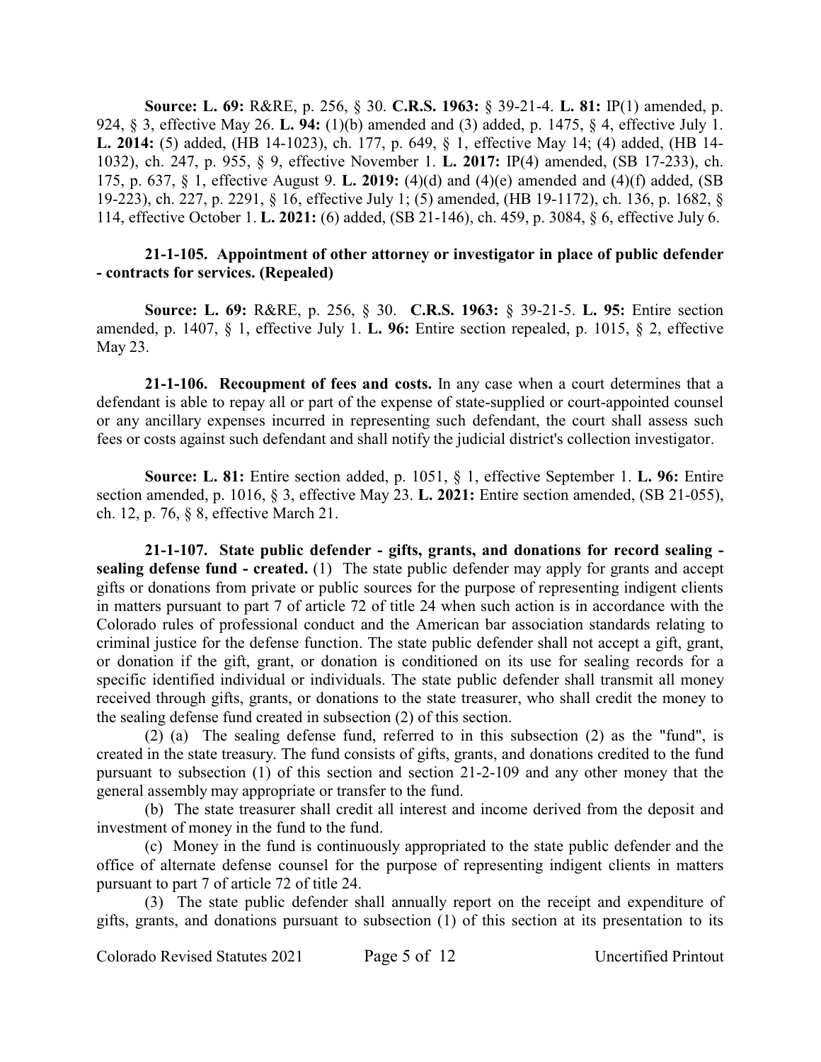**Source: L. 69:** R&RE, p. 256, § 30. **C.R.S. 1963:** § 39-21-4. **L. 81:** IP(1) amended, p. 924, § 3, effective May 26. **L. 94:** (1)(b) amended and (3) added, p. 1475, § 4, effective July 1. **L. 2014:** (5) added, (HB 14-1023), ch. 177, p. 649, § 1, effective May 14; (4) added, (HB 14-1032), ch. 247, p. 955, § 9, effective November 1. **L. 2017:** IP(4) amended, (SB 17-233), ch. 175, p. 637, § 1, effective August 9. **L. 2019:** (4)(d) and (4)(e) amended and (4)(f) added, (SB 19-223), ch. 227, p. 2291, § 16, effective July 1; (5) amended, (HB 19-1172), ch. 136, p. 1682, § 114, effective October 1. **L. 2021:** (6) added, (SB 21-146), ch. 459, p. 3084, § 6, effective July 6.

**21-1-105. Appointment of other attorney or investigator in place of public defender - contracts for services. (Repealed)**

**Source: L. 69:** R&RE, p. 256, § 30. **C.R.S. 1963:** § 39-21-5. **L. 95:** Entire section amended, p. 1407, § 1, effective July 1. **L. 96:** Entire section repealed, p. 1015, § 2, effective May 23.

**21-1-106. Recoupment of fees and costs.** In any case when a court determines that a defendant is able to repay all or part of the expense of state-supplied or court-appointed counsel or any ancillary expenses incurred in representing such defendant, the court shall assess such fees or costs against such defendant and shall notify the judicial district's collection investigator.

**Source: L. 81:** Entire section added, p. 1051, § 1, effective September 1. **L. 96:** Entire section amended, p. 1016, § 3, effective May 23. **L. 2021:** Entire section amended, (SB 21-055), ch. 12, p. 76, § 8, effective March 21.

**21-1-107. State public defender - gifts, grants, and donations for record sealing - sealing defense fund - created.** (1) The state public defender may apply for grants and accept gifts or donations from private or public sources for the purpose of representing indigent clients in matters pursuant to part 7 of article 72 of title 24 when such action is in accordance with the Colorado rules of professional conduct and the American bar association standards relating to criminal justice for the defense function. The state public defender shall not accept a gift, grant, or donation if the gift, grant, or donation is conditioned on its use for sealing records for a specific identified individual or individuals. The state public defender shall transmit all money received through gifts, grants, or donations to the state treasurer, who shall credit the money to the sealing defense fund created in subsection (2) of this section.

(2) (a) The sealing defense fund, referred to in this subsection (2) as the "fund", is created in the state treasury. The fund consists of gifts, grants, and donations credited to the fund pursuant to subsection (1) of this section and section 21-2-109 and any other money that the general assembly may appropriate or transfer to the fund.

(b) The state treasurer shall credit all interest and income derived from the deposit and investment of money in the fund to the fund.

(c) Money in the fund is continuously appropriated to the state public defender and the office of alternate defense counsel for the purpose of representing indigent clients in matters pursuant to part 7 of article 72 of title 24.

(3) The state public defender shall annually report on the receipt and expenditure of gifts, grants, and donations pursuant to subsection (1) of this section at its presentation to its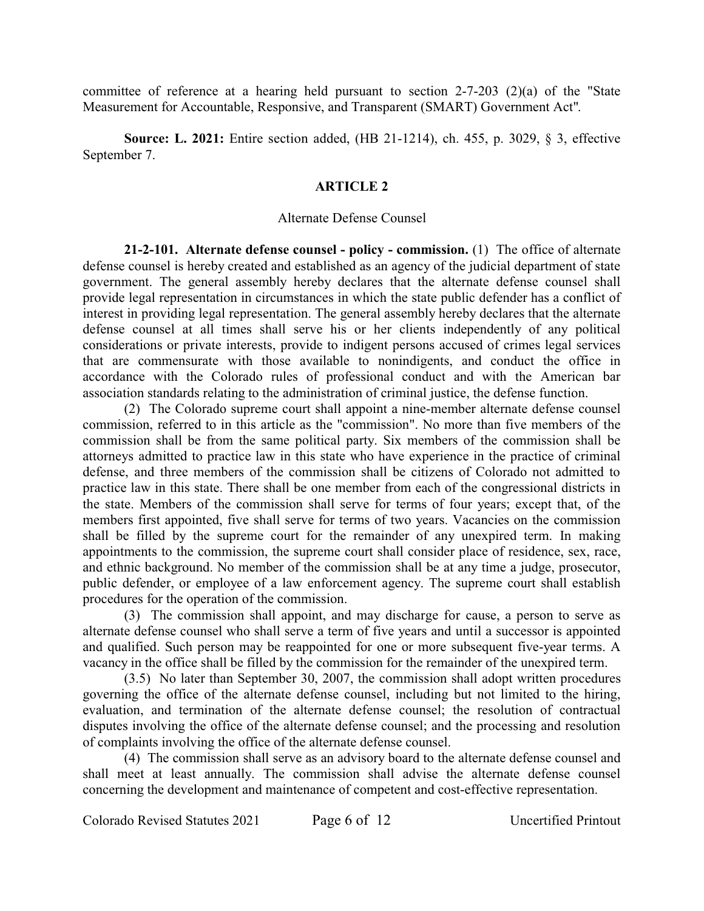committee of reference at a hearing held pursuant to section 2-7-203 (2)(a) of the "State Measurement for Accountable, Responsive, and Transparent (SMART) Government Act".

**Source: L. 2021:** Entire section added, (HB 21-1214), ch. 455, p. 3029, § 3, effective September 7.

## ARTICLE 2

### Alternate Defense Counsel

**21-2-101. Alternate defense counsel - policy - commission.** (1) The office of alternate defense counsel is hereby created and established as an agency of the judicial department of state government. The general assembly hereby declares that the alternate defense counsel shall provide legal representation in circumstances in which the state public defender has a conflict of interest in providing legal representation. The general assembly hereby declares that the alternate defense counsel at all times shall serve his or her clients independently of any political considerations or private interests, provide to indigent persons accused of crimes legal services that are commensurate with those available to nonindigents, and conduct the office in accordance with the Colorado rules of professional conduct and with the American bar association standards relating to the administration of criminal justice, the defense function.

(2) The Colorado supreme court shall appoint a nine-member alternate defense counsel commission, referred to in this article as the "commission". No more than five members of the commission shall be from the same political party. Six members of the commission shall be attorneys admitted to practice law in this state who have experience in the practice of criminal defense, and three members of the commission shall be citizens of Colorado not admitted to practice law in this state. There shall be one member from each of the congressional districts in the state. Members of the commission shall serve for terms of four years; except that, of the members first appointed, five shall serve for terms of two years. Vacancies on the commission shall be filled by the supreme court for the remainder of any unexpired term. In making appointments to the commission, the supreme court shall consider place of residence, sex, race, and ethnic background. No member of the commission shall be at any time a judge, prosecutor, public defender, or employee of a law enforcement agency. The supreme court shall establish procedures for the operation of the commission.

(3) The commission shall appoint, and may discharge for cause, a person to serve as alternate defense counsel who shall serve a term of five years and until a successor is appointed and qualified. Such person may be reappointed for one or more subsequent five-year terms. A vacancy in the office shall be filled by the commission for the remainder of the unexpired term.

(3.5) No later than September 30, 2007, the commission shall adopt written procedures governing the office of the alternate defense counsel, including but not limited to the hiring, evaluation, and termination of the alternate defense counsel; the resolution of contractual disputes involving the office of the alternate defense counsel; and the processing and resolution of complaints involving the office of the alternate defense counsel.

(4) The commission shall serve as an advisory board to the alternate defense counsel and shall meet at least annually. The commission shall advise the alternate defense counsel concerning the development and maintenance of competent and cost-effective representation.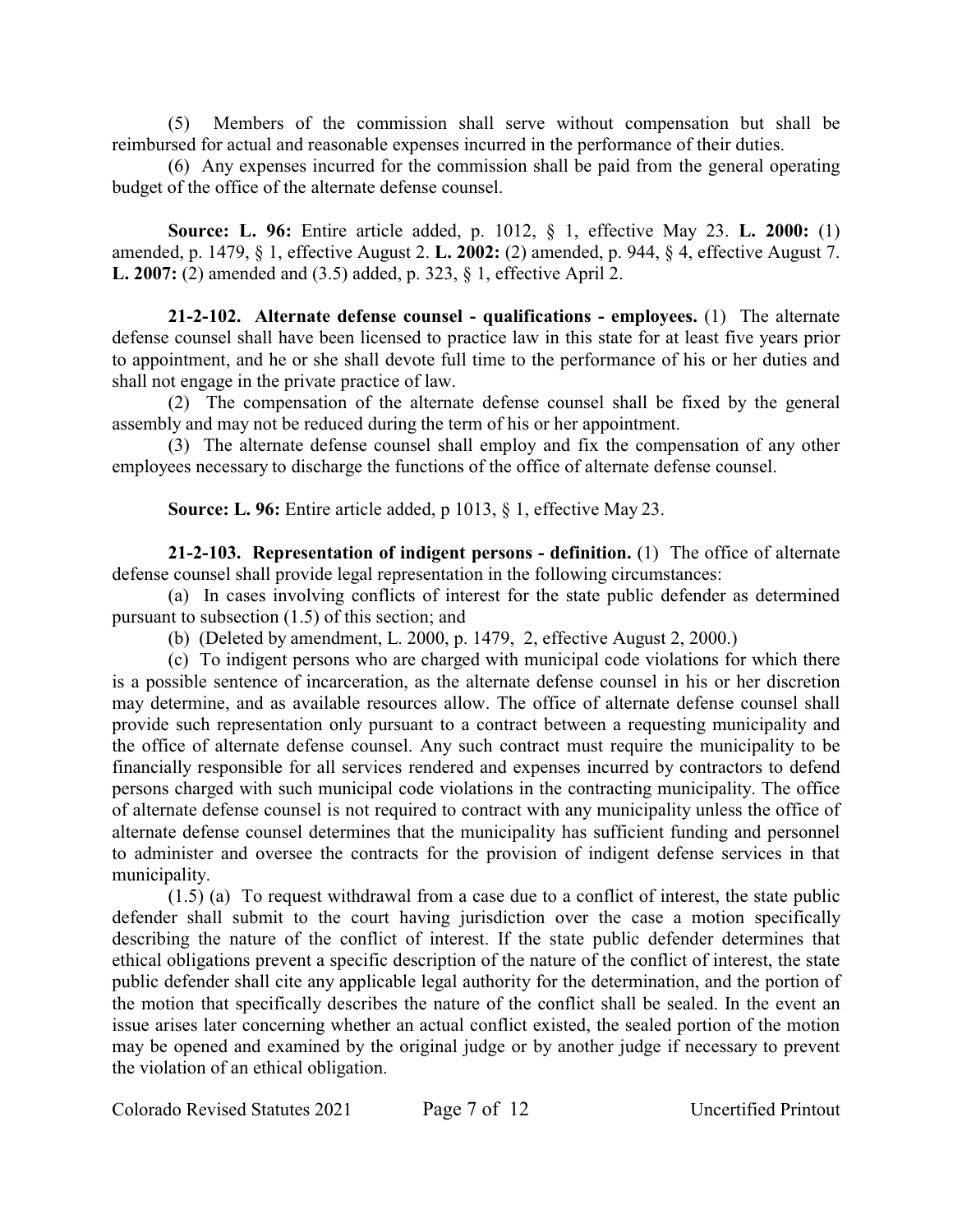(5) Members of the commission shall serve without compensation but shall be reimbursed for actual and reasonable expenses incurred in the performance of their duties.

(6) Any expenses incurred for the commission shall be paid from the general operating budget of the office of the alternate defense counsel.

**Source: L. 96:** Entire article added, p. 1012, § 1, effective May 23. **L. 2000:** (1) amended, p. 1479, § 1, effective August 2. **L. 2002:** (2) amended, p. 944, § 4, effective August 7. **L. 2007:** (2) amended and (3.5) added, p. 323, § 1, effective April 2.

**21-2-102. Alternate defense counsel - qualifications - employees.** (1) The alternate defense counsel shall have been licensed to practice law in this state for at least five years prior to appointment, and he or she shall devote full time to the performance of his or her duties and shall not engage in the private practice of law.

(2) The compensation of the alternate defense counsel shall be fixed by the general assembly and may not be reduced during the term of his or her appointment.

(3) The alternate defense counsel shall employ and fix the compensation of any other employees necessary to discharge the functions of the office of alternate defense counsel.

**Source: L. 96:** Entire article added, p 1013, § 1, effective May 23.

**21-2-103. Representation of indigent persons - definition.** (1) The office of alternate defense counsel shall provide legal representation in the following circumstances:

(a) In cases involving conflicts of interest for the state public defender as determined pursuant to subsection (1.5) of this section; and

(b) (Deleted by amendment, L. 2000, p. 1479, 2, effective August 2, 2000.)

(c) To indigent persons who are charged with municipal code violations for which there is a possible sentence of incarceration, as the alternate defense counsel in his or her discretion may determine, and as available resources allow. The office of alternate defense counsel shall provide such representation only pursuant to a contract between a requesting municipality and the office of alternate defense counsel. Any such contract must require the municipality to be financially responsible for all services rendered and expenses incurred by contractors to defend persons charged with such municipal code violations in the contracting municipality. The office of alternate defense counsel is not required to contract with any municipality unless the office of alternate defense counsel determines that the municipality has sufficient funding and personnel to administer and oversee the contracts for the provision of indigent defense services in that municipality.

(1.5) (a) To request withdrawal from a case due to a conflict of interest, the state public defender shall submit to the court having jurisdiction over the case a motion specifically describing the nature of the conflict of interest. If the state public defender determines that ethical obligations prevent a specific description of the nature of the conflict of interest, the state public defender shall cite any applicable legal authority for the determination, and the portion of the motion that specifically describes the nature of the conflict shall be sealed. In the event an issue arises later concerning whether an actual conflict existed, the sealed portion of the motion may be opened and examined by the original judge or by another judge if necessary to prevent the violation of an ethical obligation.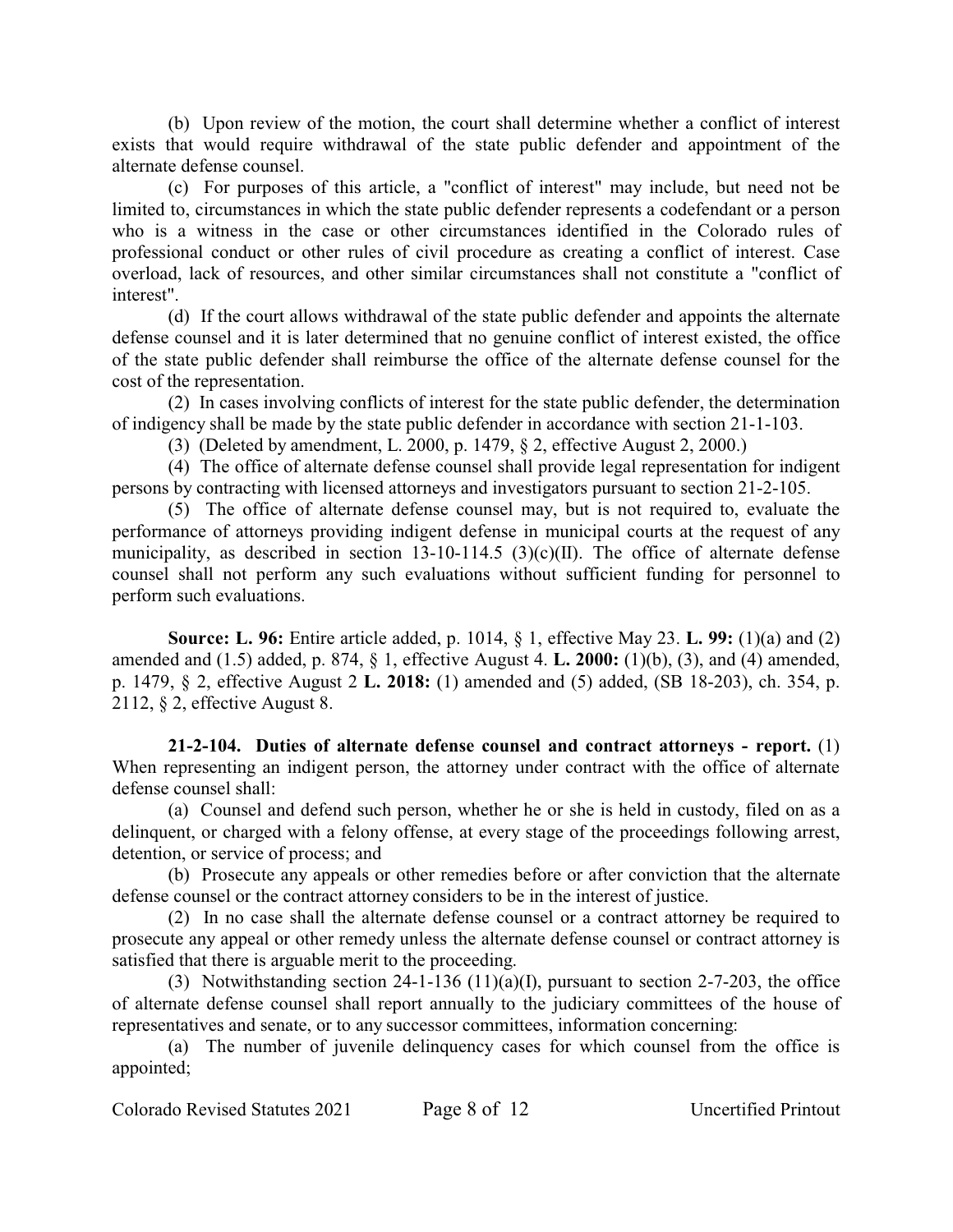(b) Upon review of the motion, the court shall determine whether a conflict of interest exists that would require withdrawal of the state public defender and appointment of the alternate defense counsel.

(c) For purposes of this article, a "conflict of interest" may include, but need not be limited to, circumstances in which the state public defender represents a codefendant or a person who is a witness in the case or other circumstances identified in the Colorado rules of professional conduct or other rules of civil procedure as creating a conflict of interest. Case overload, lack of resources, and other similar circumstances shall not constitute a "conflict of interest".

(d) If the court allows withdrawal of the state public defender and appoints the alternate defense counsel and it is later determined that no genuine conflict of interest existed, the office of the state public defender shall reimburse the office of the alternate defense counsel for the cost of the representation.

(2) In cases involving conflicts of interest for the state public defender, the determination of indigency shall be made by the state public defender in accordance with section 21-1-103.

(3) (Deleted by amendment, L. 2000, p. 1479, § 2, effective August 2, 2000.)

(4) The office of alternate defense counsel shall provide legal representation for indigent persons by contracting with licensed attorneys and investigators pursuant to section 21-2-105.

(5) The office of alternate defense counsel may, but is not required to, evaluate the performance of attorneys providing indigent defense in municipal courts at the request of any municipality, as described in section 13-10-114.5 (3)(c)(II). The office of alternate defense counsel shall not perform any such evaluations without sufficient funding for personnel to perform such evaluations.

**Source: L. 96:** Entire article added, p. 1014, § 1, effective May 23. **L. 99:** (1)(a) and (2) amended and (1.5) added, p. 874, § 1, effective August 4. **L. 2000:** (1)(b), (3), and (4) amended, p. 1479, § 2, effective August 2 **L. 2018:** (1) amended and (5) added, (SB 18-203), ch. 354, p. 2112, § 2, effective August 8.

**21-2-104. Duties of alternate defense counsel and contract attorneys - report.** (1) When representing an indigent person, the attorney under contract with the office of alternate defense counsel shall:

(a) Counsel and defend such person, whether he or she is held in custody, filed on as a delinquent, or charged with a felony offense, at every stage of the proceedings following arrest, detention, or service of process; and

(b) Prosecute any appeals or other remedies before or after conviction that the alternate defense counsel or the contract attorney considers to be in the interest of justice.

(2) In no case shall the alternate defense counsel or a contract attorney be required to prosecute any appeal or other remedy unless the alternate defense counsel or contract attorney is satisfied that there is arguable merit to the proceeding.

(3) Notwithstanding section 24-1-136 (11)(a)(I), pursuant to section 2-7-203, the office of alternate defense counsel shall report annually to the judiciary committees of the house of representatives and senate, or to any successor committees, information concerning:

(a) The number of juvenile delinquency cases for which counsel from the office is appointed;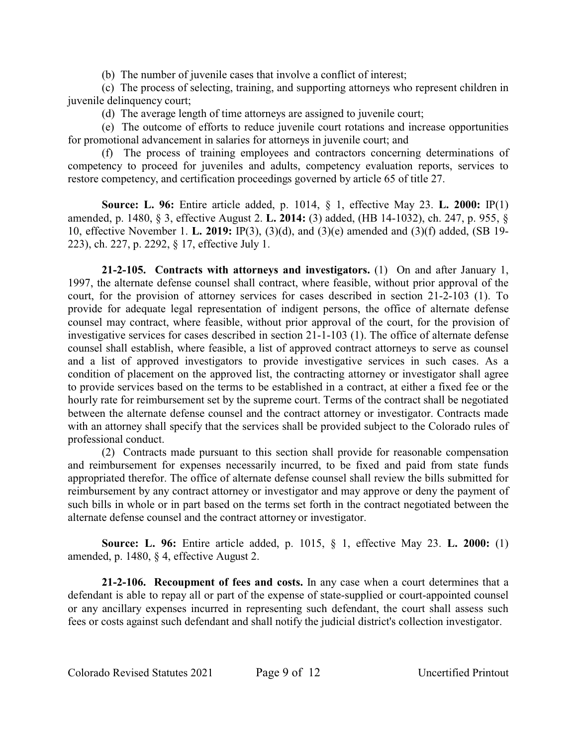(b) The number of juvenile cases that involve a conflict of interest;

(c) The process of selecting, training, and supporting attorneys who represent children in juvenile delinquency court;

(d) The average length of time attorneys are assigned to juvenile court;

(e) The outcome of efforts to reduce juvenile court rotations and increase opportunities for promotional advancement in salaries for attorneys in juvenile court; and

(f) The process of training employees and contractors concerning determinations of competency to proceed for juveniles and adults, competency evaluation reports, services to restore competency, and certification proceedings governed by article 65 of title 27.

**Source: L. 96:** Entire article added, p. 1014, § 1, effective May 23. **L. 2000:** IP(1) amended, p. 1480, § 3, effective August 2. **L. 2014:** (3) added, (HB 14-1032), ch. 247, p. 955, § 10, effective November 1. **L. 2019:** IP(3), (3)(d), and (3)(e) amended and (3)(f) added, (SB 19-223), ch. 227, p. 2292, § 17, effective July 1.

**21-2-105. Contracts with attorneys and investigators.** (1) On and after January 1, 1997, the alternate defense counsel shall contract, where feasible, without prior approval of the court, for the provision of attorney services for cases described in section 21-2-103 (1). To provide for adequate legal representation of indigent persons, the office of alternate defense counsel may contract, where feasible, without prior approval of the court, for the provision of investigative services for cases described in section 21-1-103 (1). The office of alternate defense counsel shall establish, where feasible, a list of approved contract attorneys to serve as counsel and a list of approved investigators to provide investigative services in such cases. As a condition of placement on the approved list, the contracting attorney or investigator shall agree to provide services based on the terms to be established in a contract, at either a fixed fee or the hourly rate for reimbursement set by the supreme court. Terms of the contract shall be negotiated between the alternate defense counsel and the contract attorney or investigator. Contracts made with an attorney shall specify that the services shall be provided subject to the Colorado rules of professional conduct.

(2) Contracts made pursuant to this section shall provide for reasonable compensation and reimbursement for expenses necessarily incurred, to be fixed and paid from state funds appropriated therefor. The office of alternate defense counsel shall review the bills submitted for reimbursement by any contract attorney or investigator and may approve or deny the payment of such bills in whole or in part based on the terms set forth in the contract negotiated between the alternate defense counsel and the contract attorney or investigator.

**Source: L. 96:** Entire article added, p. 1015, § 1, effective May 23. **L. 2000:** (1) amended, p. 1480, § 4, effective August 2.

**21-2-106. Recoupment of fees and costs.** In any case when a court determines that a defendant is able to repay all or part of the expense of state-supplied or court-appointed counsel or any ancillary expenses incurred in representing such defendant, the court shall assess such fees or costs against such defendant and shall notify the judicial district's collection investigator.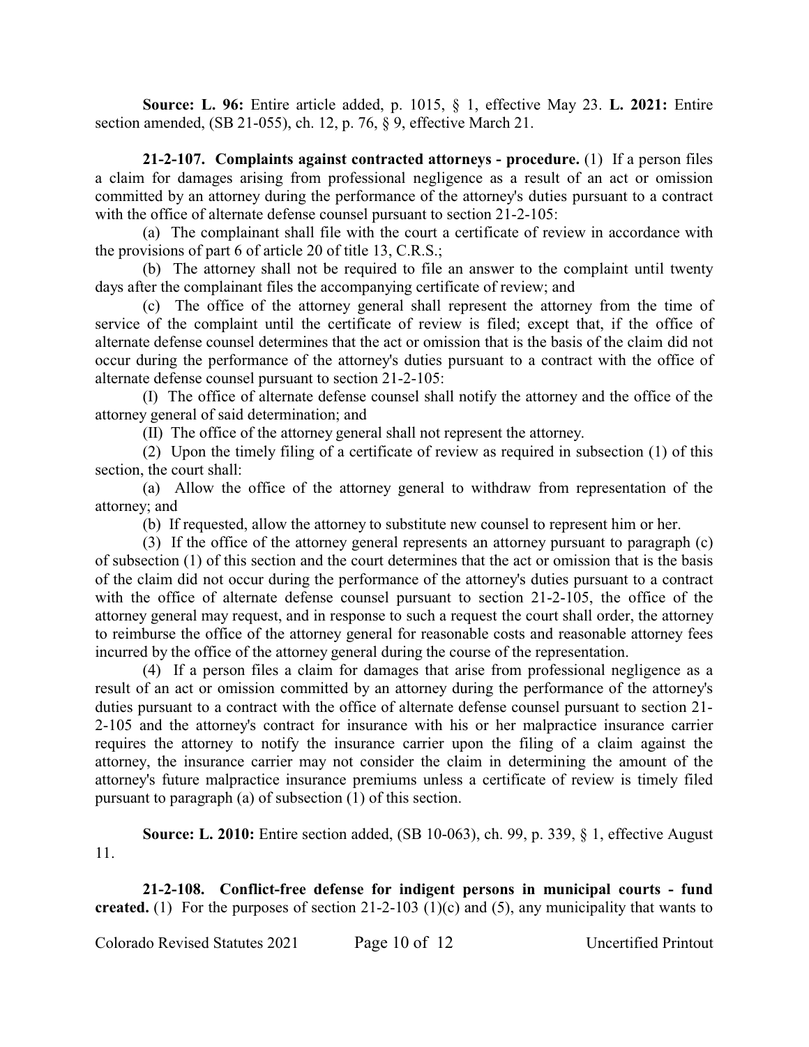**Source: L. 96:** Entire article added, p. 1015, § 1, effective May 23. **L. 2021:** Entire section amended, (SB 21-055), ch. 12, p. 76, § 9, effective March 21.

**21-2-107. Complaints against contracted attorneys - procedure.** (1) If a person files a claim for damages arising from professional negligence as a result of an act or omission committed by an attorney during the performance of the attorney's duties pursuant to a contract with the office of alternate defense counsel pursuant to section 21-2-105:

(a) The complainant shall file with the court a certificate of review in accordance with the provisions of part 6 of article 20 of title 13, C.R.S.;

(b) The attorney shall not be required to file an answer to the complaint until twenty days after the complainant files the accompanying certificate of review; and

(c) The office of the attorney general shall represent the attorney from the time of service of the complaint until the certificate of review is filed; except that, if the office of alternate defense counsel determines that the act or omission that is the basis of the claim did not occur during the performance of the attorney's duties pursuant to a contract with the office of alternate defense counsel pursuant to section 21-2-105:

(I) The office of alternate defense counsel shall notify the attorney and the office of the attorney general of said determination; and

(II) The office of the attorney general shall not represent the attorney.

(2) Upon the timely filing of a certificate of review as required in subsection (1) of this section, the court shall:

(a) Allow the office of the attorney general to withdraw from representation of the attorney; and

(b) If requested, allow the attorney to substitute new counsel to represent him or her.

(3) If the office of the attorney general represents an attorney pursuant to paragraph (c) of subsection (1) of this section and the court determines that the act or omission that is the basis of the claim did not occur during the performance of the attorney's duties pursuant to a contract with the office of alternate defense counsel pursuant to section 21-2-105, the office of the attorney general may request, and in response to such a request the court shall order, the attorney to reimburse the office of the attorney general for reasonable costs and reasonable attorney fees incurred by the office of the attorney general during the course of the representation.

(4) If a person files a claim for damages that arise from professional negligence as a result of an act or omission committed by an attorney during the performance of the attorney's duties pursuant to a contract with the office of alternate defense counsel pursuant to section 21-2-105 and the attorney's contract for insurance with his or her malpractice insurance carrier requires the attorney to notify the insurance carrier upon the filing of a claim against the attorney, the insurance carrier may not consider the claim in determining the amount of the attorney's future malpractice insurance premiums unless a certificate of review is timely filed pursuant to paragraph (a) of subsection (1) of this section.

**Source: L. 2010:** Entire section added, (SB 10-063), ch. 99, p. 339, § 1, effective August 11.

**21-2-108. Conflict-free defense for indigent persons in municipal courts - fund created.** (1) For the purposes of section 21-2-103 (1)(c) and (5), any municipality that wants to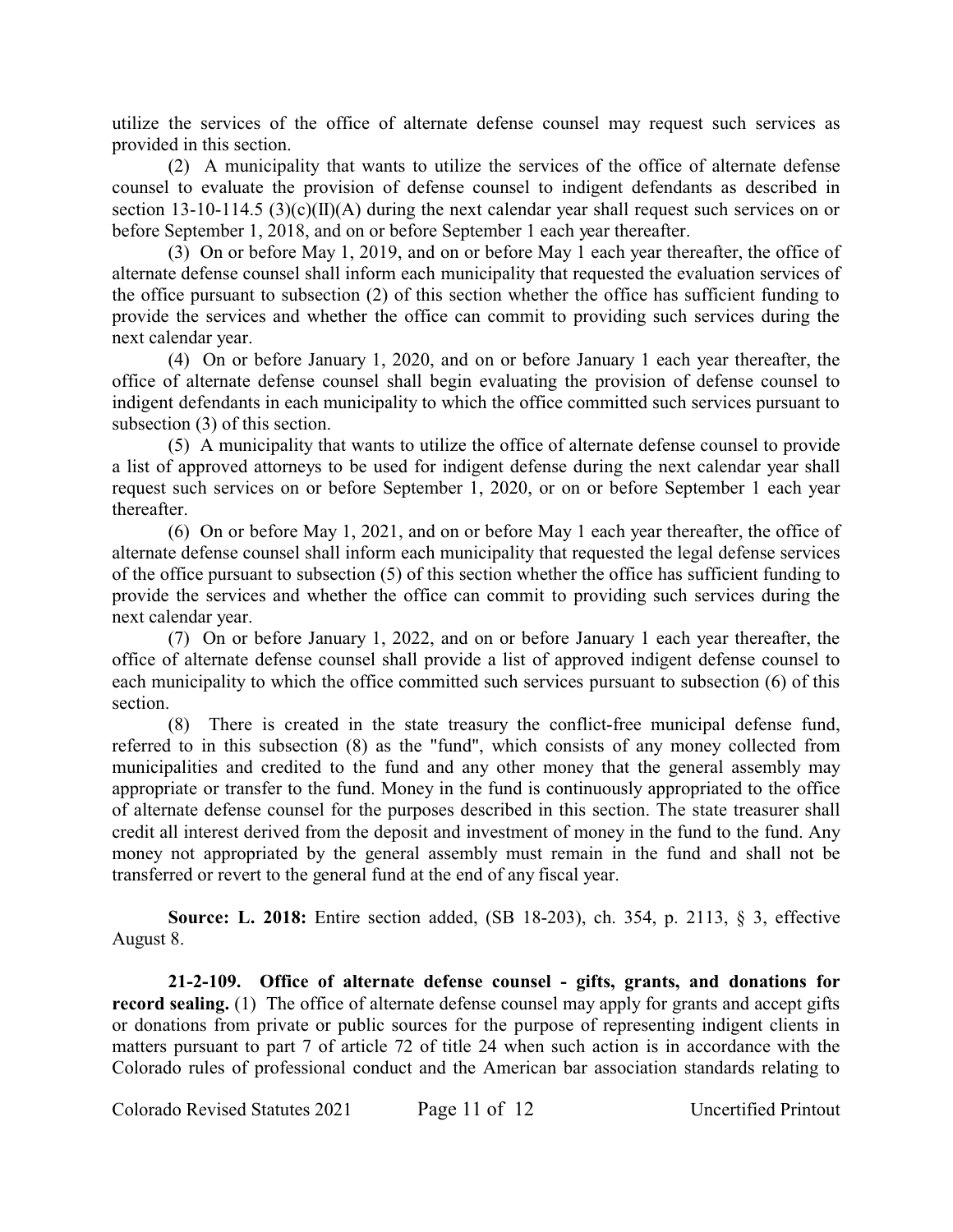utilize the services of the office of alternate defense counsel may request such services as provided in this section.

(2) A municipality that wants to utilize the services of the office of alternate defense counsel to evaluate the provision of defense counsel to indigent defendants as described in section 13-10-114.5 (3)(c)(II)(A) during the next calendar year shall request such services on or before September 1, 2018, and on or before September 1 each year thereafter.

(3) On or before May 1, 2019, and on or before May 1 each year thereafter, the office of alternate defense counsel shall inform each municipality that requested the evaluation services of the office pursuant to subsection (2) of this section whether the office has sufficient funding to provide the services and whether the office can commit to providing such services during the next calendar year.

(4) On or before January 1, 2020, and on or before January 1 each year thereafter, the office of alternate defense counsel shall begin evaluating the provision of defense counsel to indigent defendants in each municipality to which the office committed such services pursuant to subsection (3) of this section.

(5) A municipality that wants to utilize the office of alternate defense counsel to provide a list of approved attorneys to be used for indigent defense during the next calendar year shall request such services on or before September 1, 2020, or on or before September 1 each year thereafter.

(6) On or before May 1, 2021, and on or before May 1 each year thereafter, the office of alternate defense counsel shall inform each municipality that requested the legal defense services of the office pursuant to subsection (5) of this section whether the office has sufficient funding to provide the services and whether the office can commit to providing such services during the next calendar year.

(7) On or before January 1, 2022, and on or before January 1 each year thereafter, the office of alternate defense counsel shall provide a list of approved indigent defense counsel to each municipality to which the office committed such services pursuant to subsection (6) of this section.

(8) There is created in the state treasury the conflict-free municipal defense fund, referred to in this subsection (8) as the "fund", which consists of any money collected from municipalities and credited to the fund and any other money that the general assembly may appropriate or transfer to the fund. Money in the fund is continuously appropriated to the office of alternate defense counsel for the purposes described in this section. The state treasurer shall credit all interest derived from the deposit and investment of money in the fund to the fund. Any money not appropriated by the general assembly must remain in the fund and shall not be transferred or revert to the general fund at the end of any fiscal year.

**Source: L. 2018:** Entire section added, (SB 18-203), ch. 354, p. 2113, § 3, effective August 8.

**21-2-109. Office of alternate defense counsel - gifts, grants, and donations for record sealing.** (1) The office of alternate defense counsel may apply for grants and accept gifts or donations from private or public sources for the purpose of representing indigent clients in matters pursuant to part 7 of article 72 of title 24 when such action is in accordance with the Colorado rules of professional conduct and the American bar association standards relating to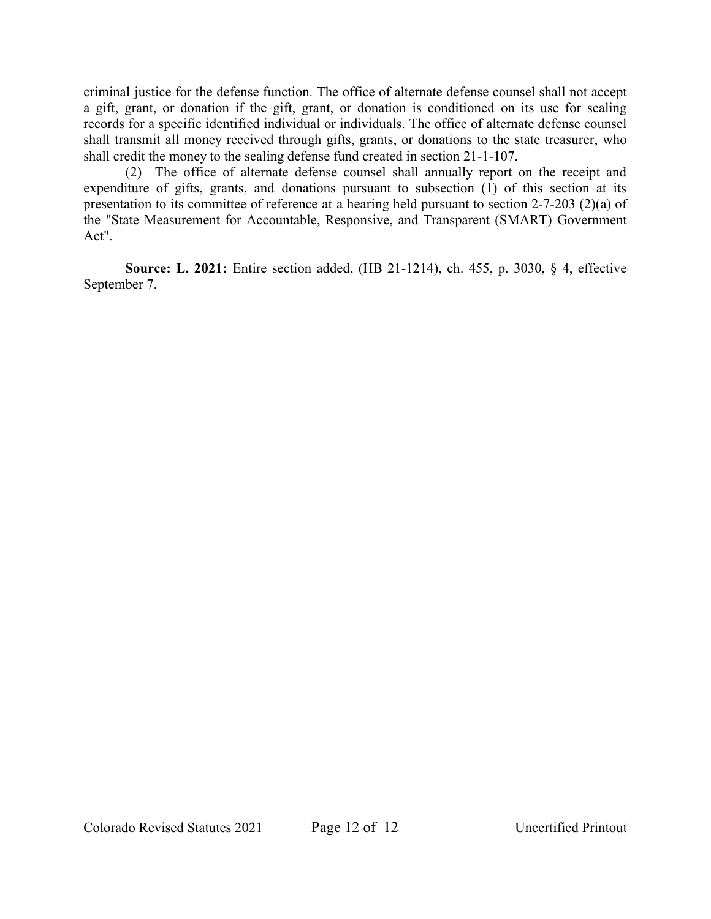criminal justice for the defense function. The office of alternate defense counsel shall not accept a gift, grant, or donation if the gift, grant, or donation is conditioned on its use for sealing records for a specific identified individual or individuals. The office of alternate defense counsel shall transmit all money received through gifts, grants, or donations to the state treasurer, who shall credit the money to the sealing defense fund created in section 21-1-107.

(2) The office of alternate defense counsel shall annually report on the receipt and expenditure of gifts, grants, and donations pursuant to subsection (1) of this section at its presentation to its committee of reference at a hearing held pursuant to section 2-7-203 (2)(a) of the "State Measurement for Accountable, Responsive, and Transparent (SMART) Government Act".

**Source: L. 2021:** Entire section added, (HB 21-1214), ch. 455, p. 3030, § 4, effective September 7.